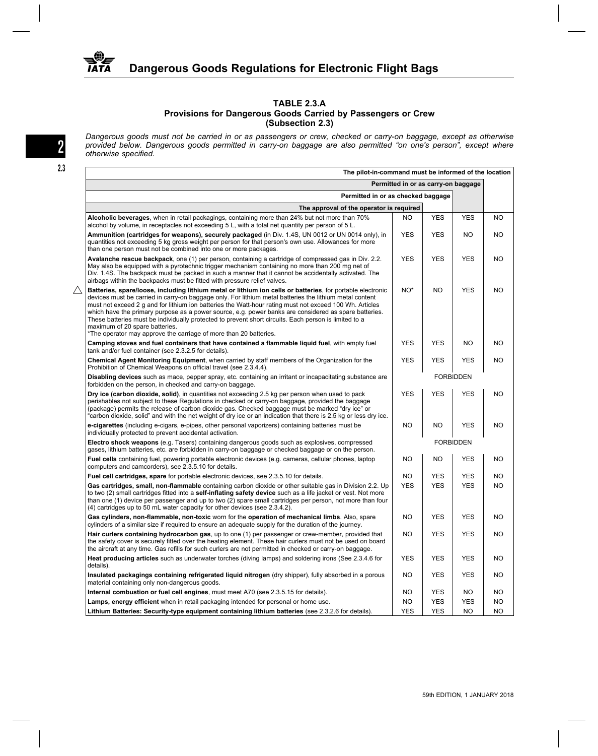## TABLE 2.3.A
### Provisions for Dangerous Goods Carried by Passengers or Crew (Subsection 2.3)

*Dangerous goods must not be carried in or as passengers or crew, checked or carry-on baggage, except as otherwise provided below. Dangerous goods permitted in carry-on baggage are also permitted "on one's person", except where otherwise specified.*

| Item | The approval of the operator is required | Permitted in or as checked baggage | Permitted in or as carry-on baggage | The pilot-in-command must be informed of the location |
|---|---|---|---|---|
| **Alcoholic beverages**, when in retail packagings, containing more than 24% but not more than 70% alcohol by volume, in receptacles not exceeding 5 L, with a total net quantity per person of 5 L. | NO | YES | YES | NO |
| **Ammunition (cartridges for weapons), securely packaged** (in Div. 1.4S, UN 0012 or UN 0014 only), in quantities not exceeding 5 kg gross weight per person for that person's own use. Allowances for more than one person must not be combined into one or more packages. | YES | YES | NO | NO |
| **Avalanche rescue backpack**, one (1) per person, containing a cartridge of compressed gas in Div. 2.2. May also be equipped with a pyrotechnic trigger mechanism containing no more than 200 mg net of Div. 1.4S. The backpack must be packed in such a manner that it cannot be accidentally activated. The airbags within the backpacks must be fitted with pressure relief valves. | YES | YES | YES | NO |
| **Batteries, spare/loose, including lithium metal or lithium ion cells or batteries**, for portable electronic devices must be carried in carry-on baggage only. For lithium metal batteries the lithium metal content must not exceed 2 g and for lithium ion batteries the Watt-hour rating must not exceed 100 Wh. Articles which have the primary purpose as a power source, e.g. power banks are considered as spare batteries. These batteries must be individually protected to prevent short circuits. Each person is limited to a maximum of 20 spare batteries. *The operator may approve the carriage of more than 20 batteries. | NO* | NO | YES | NO |
| **Camping stoves and fuel containers that have contained a flammable liquid fuel**, with empty fuel tank and/or fuel container (see 2.3.2.5 for details). | YES | YES | NO | NO |
| **Chemical Agent Monitoring Equipment**, when carried by staff members of the Organization for the Prohibition of Chemical Weapons on official travel (see 2.3.4.4). | YES | YES | YES | NO |
| **Disabling devices** such as mace, pepper spray, etc. containing an irritant or incapacitating substance are forbidden on the person, in checked and carry-on baggage. | FORBIDDEN | | | |
| **Dry ice (carbon dioxide, solid)**, in quantities not exceeding 2.5 kg per person when used to pack perishables not subject to these Regulations in checked or carry-on baggage, provided the baggage (package) permits the release of carbon dioxide gas. Checked baggage must be marked "dry ice" or "carbon dioxide, solid" and with the net weight of dry ice or an indication that there is 2.5 kg or less dry ice. | YES | YES | YES | NO |
| **e-cigarettes** (including e-cigars, e-pipes, other personal vaporizers) containing batteries must be individually protected to prevent accidental activation. | NO | NO | YES | NO |
| **Electro shock weapons** (e.g. Tasers) containing dangerous goods such as explosives, compressed gases, lithium batteries, etc. are forbidden in carry-on baggage or checked baggage or on the person. | FORBIDDEN | | | |
| **Fuel cells** containing fuel, powering portable electronic devices (e.g. cameras, cellular phones, laptop computers and camcorders), see 2.3.5.10 for details. | NO | NO | YES | NO |
| **Fuel cell cartridges, spare** for portable electronic devices, see 2.3.5.10 for details. | NO | YES | YES | NO |
| **Gas cartridges, small, non-flammable** containing carbon dioxide or other suitable gas in Division 2.2. Up to two (2) small cartridges fitted into a **self-inflating safety device** such as a life jacket or vest. Not more than one (1) device per passenger and up to two (2) spare small cartridges per person, not more than four (4) cartridges up to 50 mL water capacity for other devices (see 2.3.4.2). | YES | YES | YES | NO |
| **Gas cylinders, non-flammable, non-toxic** worn for the **operation of mechanical limbs**. Also, spare cylinders of a similar size if required to ensure an adequate supply for the duration of the journey. | NO | YES | YES | NO |
| **Hair curlers containing hydrocarbon gas**, up to one (1) per passenger or crew-member, provided that the safety cover is securely fitted over the heating element. These hair curlers must not be used on board the aircraft at any time. Gas refills for such curlers are not permitted in checked or carry-on baggage. | NO | YES | YES | NO |
| **Heat producing articles** such as underwater torches (diving lamps) and soldering irons (See 2.3.4.6 for details). | YES | YES | YES | NO |
| **Insulated packagings containing refrigerated liquid nitrogen** (dry shipper), fully absorbed in a porous material containing only non-dangerous goods. | NO | YES | YES | NO |
| **Internal combustion or fuel cell engines**, must meet A70 (see 2.3.5.15 for details). | NO | YES | NO | NO |
| **Lamps, energy efficient** when in retail packaging intended for personal or home use. | NO | YES | YES | NO |
| **Lithium Batteries: Security-type equipment containing lithium batteries** (see 2.3.2.6 for details). | YES | YES | NO | NO |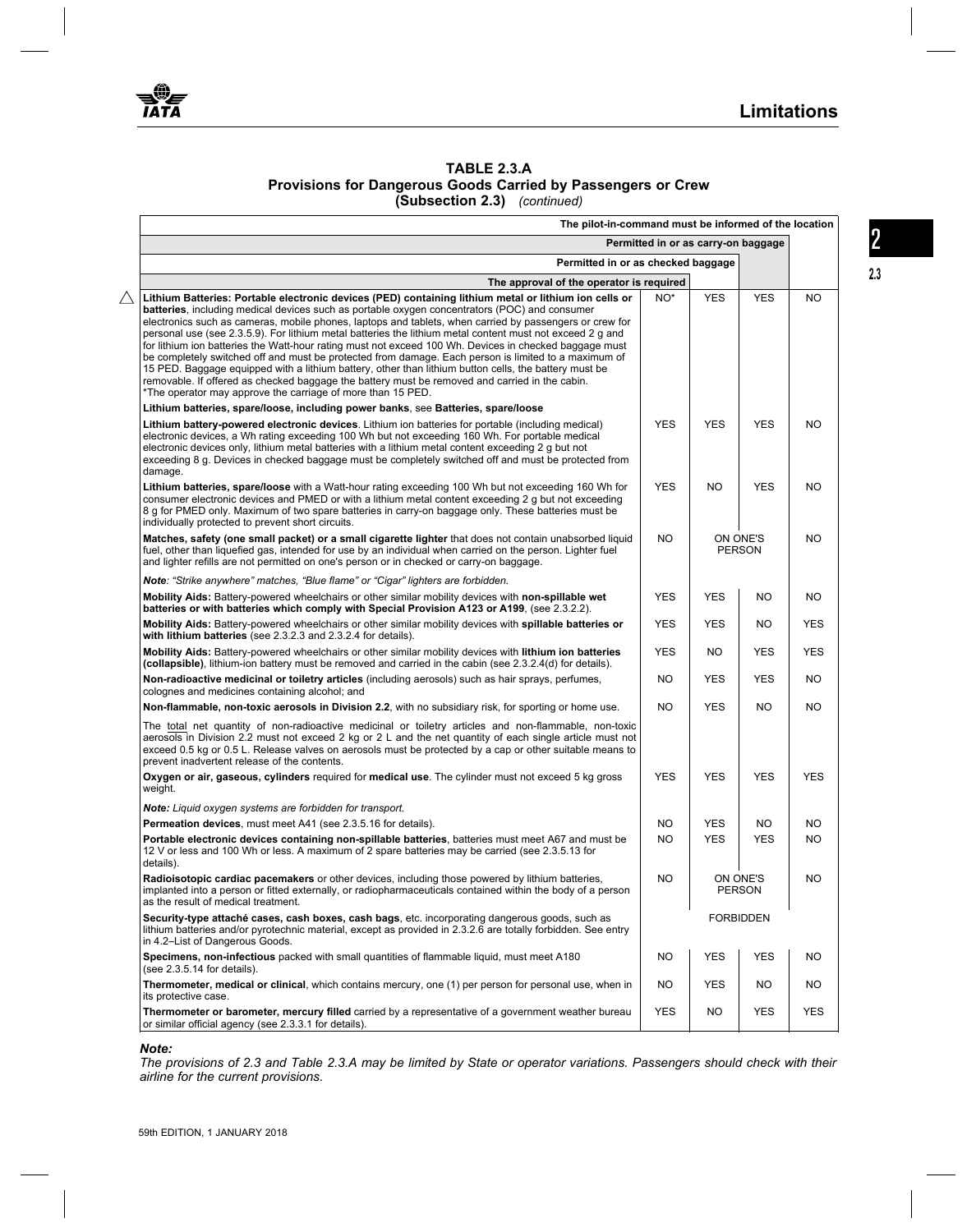**TABLE 2.3.A**
**Provisions for Dangerous Goods Carried by Passengers or Crew**
**(Subsection 2.3)** *(continued)*

| | The approval of the operator is required | Permitted in or as checked baggage | Permitted in or as carry-on baggage | The pilot-in-command must be informed of the location |
|---|---|---|---|---|
| **Lithium Batteries: Portable electronic devices (PED) containing lithium metal or lithium ion cells or batteries**, including medical devices such as portable oxygen concentrators (POC) and consumer electronics such as cameras, mobile phones, laptops and tablets, when carried by passengers or crew for personal use (see 2.3.5.9). For lithium metal batteries the lithium metal content must not exceed 2 g and for lithium ion batteries the Watt-hour rating must not exceed 100 Wh. Devices in checked baggage must be completely switched off and must be protected from damage. Each person is limited to a maximum of 15 PED. Baggage equipped with a lithium battery, other than lithium button cells, the battery must be removable. If offered as checked baggage the battery must be removed and carried in the cabin. *The operator may approve the carriage of more than 15 PED. | NO* | YES | YES | NO |
| **Lithium batteries, spare/loose, including power banks**, see **Batteries, spare/loose** | | | | |
| **Lithium battery-powered electronic devices**. Lithium ion batteries for portable (including medical) electronic devices, a Wh rating exceeding 100 Wh but not exceeding 160 Wh. For portable medical electronic devices only, lithium metal batteries with a lithium metal content exceeding 2 g but not exceeding 8 g. Devices in checked baggage must be completely switched off and must be protected from damage. | YES | YES | YES | NO |
| **Lithium batteries, spare/loose** with a Watt-hour rating exceeding 100 Wh but not exceeding 160 Wh for consumer electronic devices and PMED or with a lithium metal content exceeding 2 g but not exceeding 8 g for PMED only. Maximum of two spare batteries in carry-on baggage only. These batteries must be individually protected to prevent short circuits. | YES | NO | YES | NO |
| **Matches, safety (one small packet) or a small cigarette lighter** that does not contain unabsorbed liquid fuel, other than liquefied gas, intended for use by an individual when carried on the person. Lighter fuel and lighter refills are not permitted on one's person or in checked or carry-on baggage. | NO | ON ONE'S PERSON | | NO |
| ***Note**: "Strike anywhere" matches, "Blue flame" or "Cigar" lighters are forbidden.* | | | | |
| **Mobility Aids:** Battery-powered wheelchairs or other similar mobility devices with **non-spillable wet batteries or with batteries which comply with Special Provision A123 or A199**, (see 2.3.2.2). | YES | YES | NO | NO |
| **Mobility Aids:** Battery-powered wheelchairs or other similar mobility devices with **spillable batteries or with lithium batteries** (see 2.3.2.3 and 2.3.2.4 for details). | YES | YES | NO | YES |
| **Mobility Aids:** Battery-powered wheelchairs or other similar mobility devices with **lithium ion batteries (collapsible)**, lithium-ion battery must be removed and carried in the cabin (see 2.3.2.4(d) for details). | YES | NO | YES | YES |
| **Non-radioactive medicinal or toiletry articles** (including aerosols) such as hair sprays, perfumes, colognes and medicines containing alcohol; and | NO | YES | YES | NO |
| **Non-flammable, non-toxic aerosols in Division 2.2**, with no subsidiary risk, for sporting or home use. | NO | YES | NO | NO |
| The total net quantity of non-radioactive medicinal or toiletry articles and non-flammable, non-toxic aerosols in Division 2.2 must not exceed 2 kg or 2 L and the net quantity of each single article must not exceed 0.5 kg or 0.5 L. Release valves on aerosols must be protected by a cap or other suitable means to prevent inadvertent release of the contents. | | | | |
| **Oxygen or air, gaseous, cylinders** required for **medical use**. The cylinder must not exceed 5 kg gross weight. | YES | YES | YES | YES |
| ***Note:** Liquid oxygen systems are forbidden for transport.* | | | | |
| **Permeation devices**, must meet A41 (see 2.3.5.16 for details). | NO | YES | NO | NO |
| **Portable electronic devices containing non-spillable batteries**, batteries must meet A67 and must be 12 V or less and 100 Wh or less. A maximum of 2 spare batteries may be carried (see 2.3.5.13 for details). | NO | YES | YES | NO |
| **Radioisotopic cardiac pacemakers** or other devices, including those powered by lithium batteries, implanted into a person or fitted externally, or radiopharmaceuticals contained within the body of a person as the result of medical treatment. | NO | ON ONE'S PERSON | | NO |
| **Security-type attaché cases, cash boxes, cash bags**, etc. incorporating dangerous goods, such as lithium batteries and/or pyrotechnic material, except as provided in 2.3.2.6 are totally forbidden. See entry in 4.2–List of Dangerous Goods. | FORBIDDEN | | | |
| **Specimens, non-infectious** packed with small quantities of flammable liquid, must meet A180 (see 2.3.5.14 for details). | NO | YES | YES | NO |
| **Thermometer, medical or clinical**, which contains mercury, one (1) per person for personal use, when in its protective case. | NO | YES | NO | NO |
| **Thermometer or barometer, mercury filled** carried by a representative of a government weather bureau or similar official agency (see 2.3.3.1 for details). | YES | NO | YES | YES |

***Note:***

*The provisions of 2.3 and Table 2.3.A may be limited by State or operator variations. Passengers should check with their airline for the current provisions.*